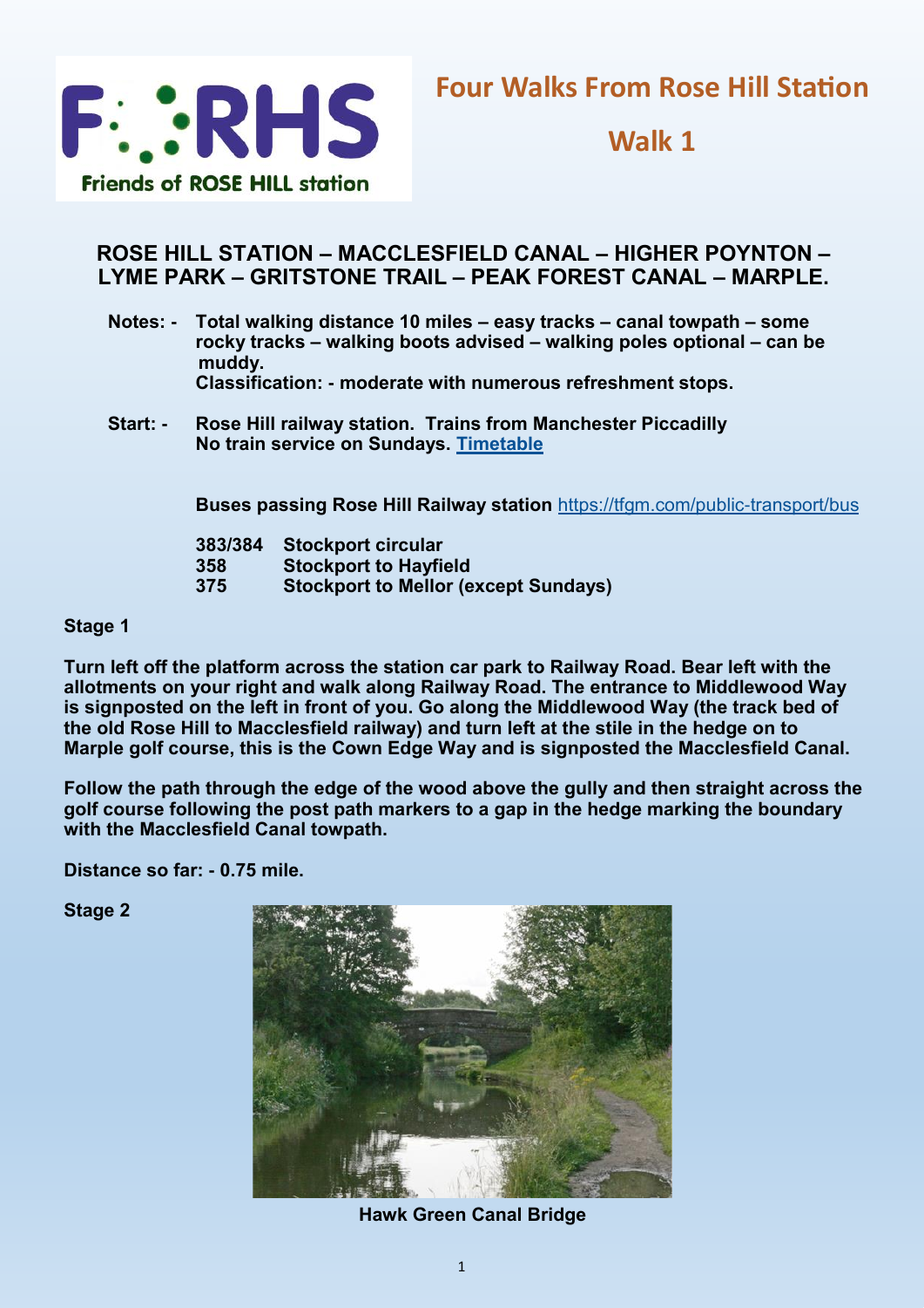# Four Walks From Rose Hill Station

## Walk 1

Friends of ROSE HILL station

### ROSE HILL STATION – MACCLESFIELD CANAL – HIGHER POYNTON – LYME PARK – GRITSTONE TRAIL – PEAK FOREST CANAL – MARPLE.

**Notes: -** Total walking distance 10 miles – easy tracks – canal towpath – some rocky tracks – walking boots advised – walking poles optional – can be muddy.
Classification: - moderate with numerous refreshment stops.

**Start: -** Rose Hill railway station. Trains from Manchester Piccadilly
No train service on Sundays. Timetable

Buses passing Rose Hill Railway station https://tfgm.com/public-transport/bus

| | |
|---|---|
| 383/384 | Stockport circular |
| 358 | Stockport to Hayfield |
| 375 | Stockport to Mellor (except Sundays) |

**Stage 1**

Turn left off the platform across the station car park to Railway Road. Bear left with the allotments on your right and walk along Railway Road. The entrance to Middlewood Way is signposted on the left in front of you. Go along the Middlewood Way (the track bed of the old Rose Hill to Macclesfield railway) and turn left at the stile in the hedge on to Marple golf course, this is the Cown Edge Way and is signposted the Macclesfield Canal.

Follow the path through the edge of the wood above the gully and then straight across the golf course following the post path markers to a gap in the hedge marking the boundary with the Macclesfield Canal towpath.

Distance so far: - 0.75 mile.

**Stage 2**

Hawk Green Canal Bridge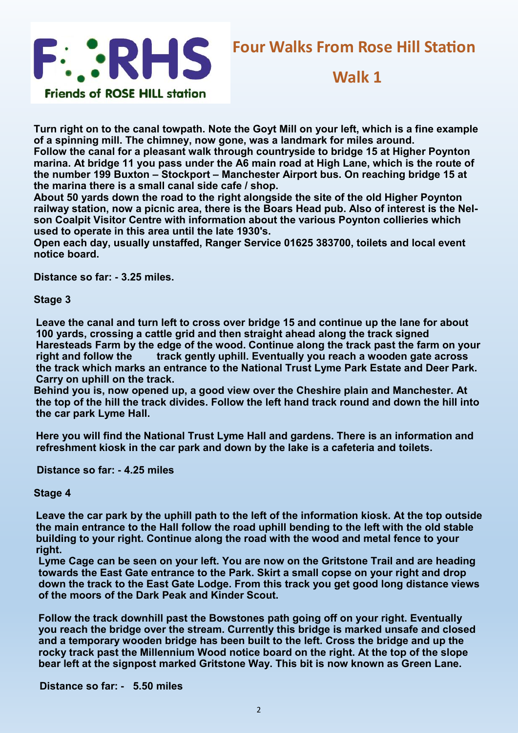**Four Walks From Rose Hill Station**

**Walk 1**

**Turn right on to the canal towpath. Note the Goyt Mill on your left, which is a fine example of a spinning mill. The chimney, now gone, was a landmark for miles around.**
**Follow the canal for a pleasant walk through countryside to bridge 15 at Higher Poynton marina. At bridge 11 you pass under the A6 main road at High Lane, which is the route of the number 199 Buxton – Stockport – Manchester Airport bus. On reaching bridge 15 at the marina there is a small canal side cafe / shop.**
**About 50 yards down the road to the right alongside the site of the old Higher Poynton railway station, now a picnic area, there is the Boars Head pub. Also of interest is the Nelson Coalpit Visitor Centre with information about the various Poynton collieries which used to operate in this area until the late 1930's.**
**Open each day, usually unstaffed, Ranger Service 01625 383700, toilets and local event notice board.**

**Distance so far: - 3.25 miles.**

**Stage 3**

**Leave the canal and turn left to cross over bridge 15 and continue up the lane for about 100 yards, crossing a cattle grid and then straight ahead along the track signed Haresteads Farm by the edge of the wood. Continue along the track past the farm on your right and follow the track gently uphill. Eventually you reach a wooden gate across the track which marks an entrance to the National Trust Lyme Park Estate and Deer Park. Carry on uphill on the track.**
**Behind you is, now opened up, a good view over the Cheshire plain and Manchester. At the top of the hill the track divides. Follow the left hand track round and down the hill into the car park Lyme Hall.**

**Here you will find the National Trust Lyme Hall and gardens. There is an information and refreshment kiosk in the car park and down by the lake is a cafeteria and toilets.**

**Distance so far: - 4.25 miles**

**Stage 4**

**Leave the car park by the uphill path to the left of the information kiosk. At the top outside the main entrance to the Hall follow the road uphill bending to the left with the old stable building to your right. Continue along the road with the wood and metal fence to your right.**
**Lyme Cage can be seen on your left. You are now on the Gritstone Trail and are heading towards the East Gate entrance to the Park. Skirt a small copse on your right and drop down the track to the East Gate Lodge. From this track you get good long distance views of the moors of the Dark Peak and Kinder Scout.**

**Follow the track downhill past the Bowstones path going off on your right. Eventually you reach the bridge over the stream. Currently this bridge is marked unsafe and closed and a temporary wooden bridge has been built to the left. Cross the bridge and up the rocky track past the Millennium Wood notice board on the right. At the top of the slope bear left at the signpost marked Gritstone Way. This bit is now known as Green Lane.**

**Distance so far: - 5.50 miles**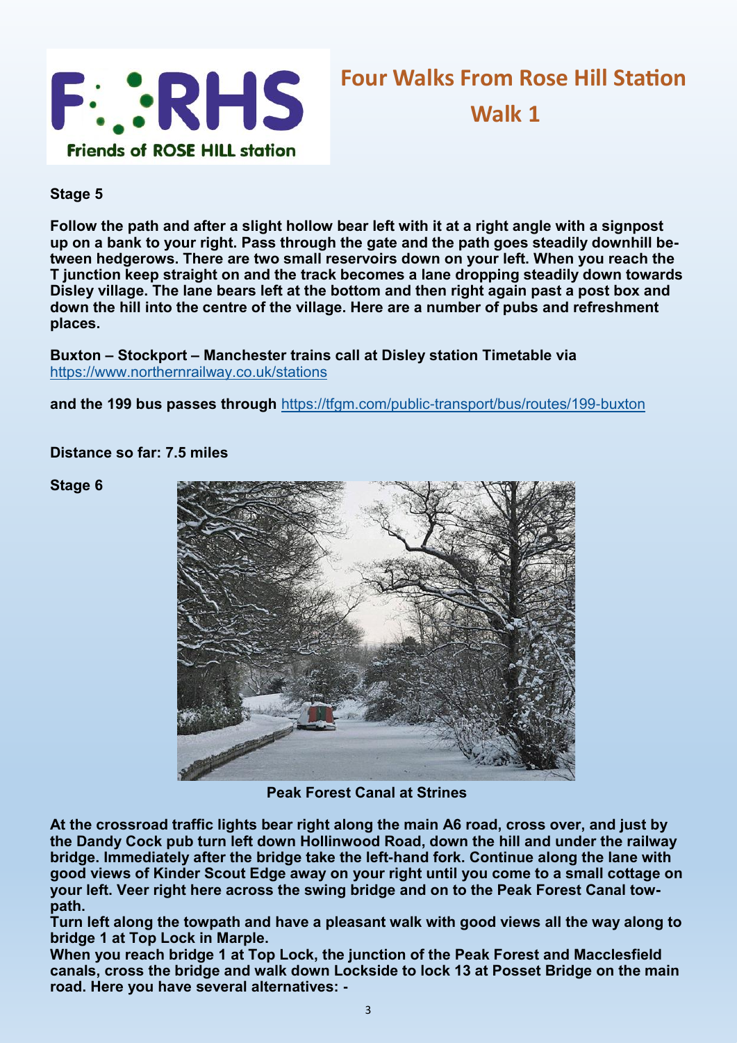# Four Walks From Rose Hill Station
## Walk 1

**Stage 5**

**Follow the path and after a slight hollow bear left with it at a right angle with a signpost up on a bank to your right. Pass through the gate and the path goes steadily downhill between hedgerows. There are two small reservoirs down on your left. When you reach the T junction keep straight on and the track becomes a lane dropping steadily down towards Disley village. The lane bears left at the bottom and then right again past a post box and down the hill into the centre of the village. Here are a number of pubs and refreshment places.**

**Buxton – Stockport – Manchester trains call at Disley station Timetable via** https://www.northernrailway.co.uk/stations

**and the 199 bus passes through** https://tfgm.com/public-transport/bus/routes/199-buxton

**Distance so far: 7.5 miles**

**Stage 6**

**Peak Forest Canal at Strines**

**At the crossroad traffic lights bear right along the main A6 road, cross over, and just by the Dandy Cock pub turn left down Hollinwood Road, down the hill and under the railway bridge. Immediately after the bridge take the left-hand fork. Continue along the lane with good views of Kinder Scout Edge away on your right until you come to a small cottage on your left. Veer right here across the swing bridge and on to the Peak Forest Canal towpath.**

**Turn left along the towpath and have a pleasant walk with good views all the way along to bridge 1 at Top Lock in Marple.**

**When you reach bridge 1 at Top Lock, the junction of the Peak Forest and Macclesfield canals, cross the bridge and walk down Lockside to lock 13 at Posset Bridge on the main road. Here you have several alternatives: -**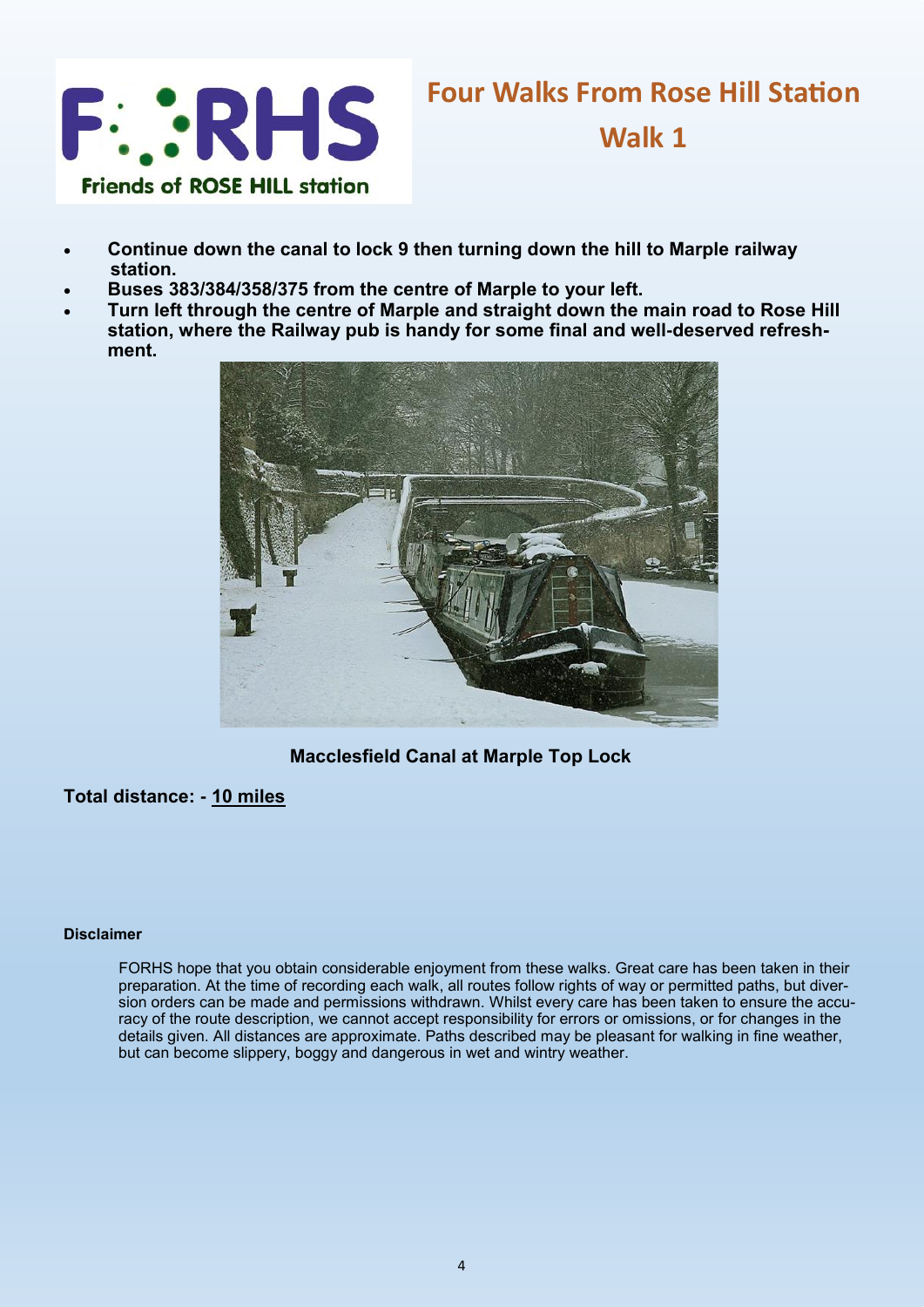# Four Walks From Rose Hill Station

## Walk 1

- **Continue down the canal to lock 9 then turning down the hill to Marple railway station.**
- **Buses 383/384/358/375 from the centre of Marple to your left.**
- **Turn left through the centre of Marple and straight down the main road to Rose Hill station, where the Railway pub is handy for some final and well-deserved refreshment.**

**Macclesfield Canal at Marple Top Lock**

**Total distance: - 10 miles**

**Disclaimer**

FORHS hope that you obtain considerable enjoyment from these walks. Great care has been taken in their preparation. At the time of recording each walk, all routes follow rights of way or permitted paths, but diversion orders can be made and permissions withdrawn. Whilst every care has been taken to ensure the accuracy of the route description, we cannot accept responsibility for errors or omissions, or for changes in the details given. All distances are approximate. Paths described may be pleasant for walking in fine weather, but can become slippery, boggy and dangerous in wet and wintry weather.